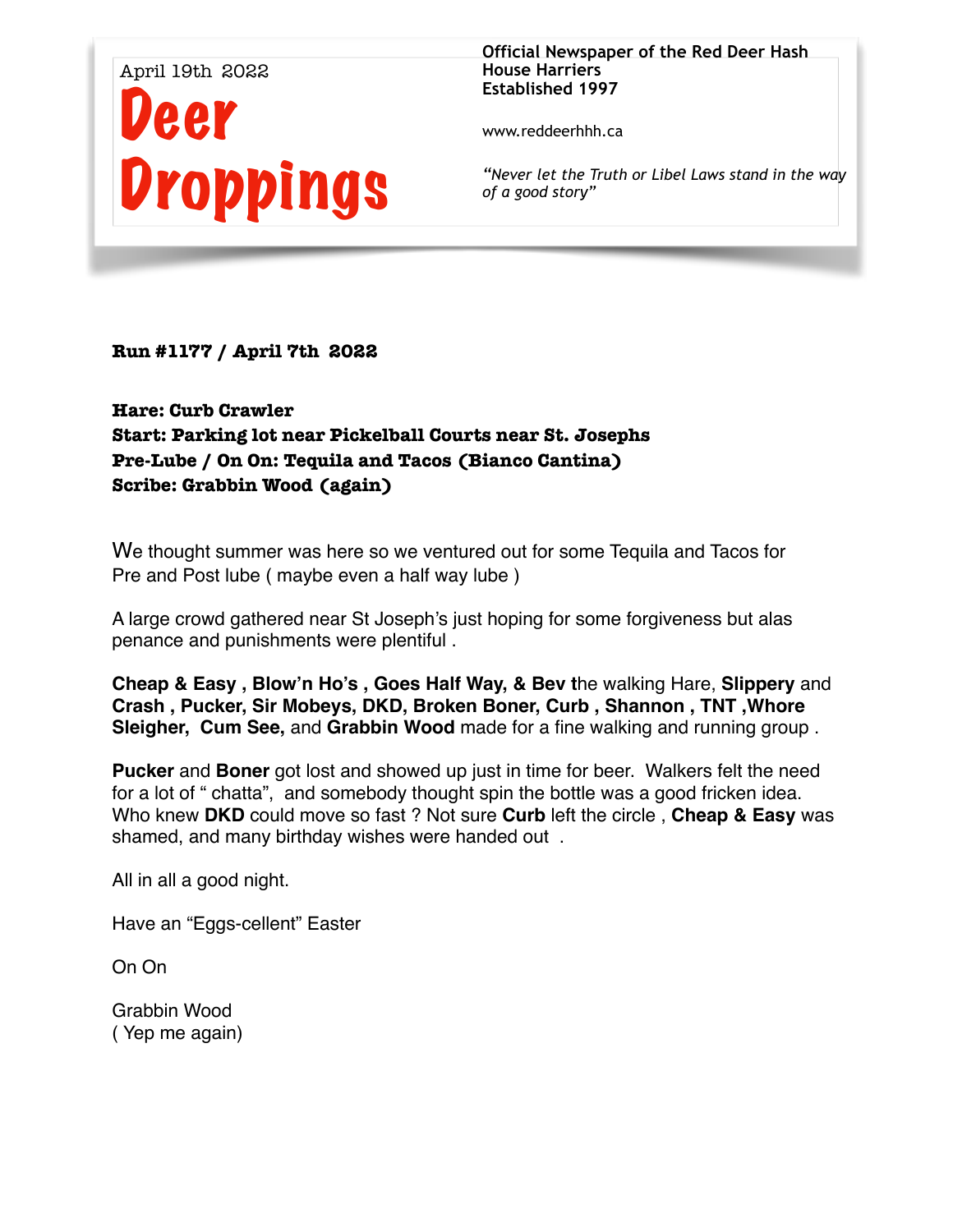April 19th 2022

# Deer Droppings

**Official Newspaper of the Red Deer Hash House Harriers**
**Established 1997**

www.reddeerhhh.ca

*"Never let the Truth or Libel Laws stand in the way of a good story"*

**Run #1177 / April 7th 2022**

**Hare: Curb Crawler**
**Start: Parking lot near Pickelball Courts near St. Josephs**
**Pre-Lube / On On: Tequila and Tacos (Bianco Cantina)**
**Scribe: Grabbin Wood (again)**

We thought summer was here so we ventured out for some Tequila and Tacos for Pre and Post lube ( maybe even a half way lube )

A large crowd gathered near St Joseph's just hoping for some forgiveness but alas penance and punishments were plentiful .

**Cheap & Easy , Blow'n Ho's , Goes Half Way, & Bev t**he walking Hare, **Slippery** and **Crash , Pucker, Sir Mobeys, DKD, Broken Boner, Curb , Shannon , TNT ,Whore Sleigher, Cum See,** and **Grabbin Wood** made for a fine walking and running group .

**Pucker** and **Boner** got lost and showed up just in time for beer. Walkers felt the need for a lot of " chatta", and somebody thought spin the bottle was a good fricken idea. Who knew **DKD** could move so fast ? Not sure **Curb** left the circle , **Cheap & Easy** was shamed, and many birthday wishes were handed out .

All in all a good night.

Have an "Eggs-cellent" Easter

On On

Grabbin Wood
( Yep me again)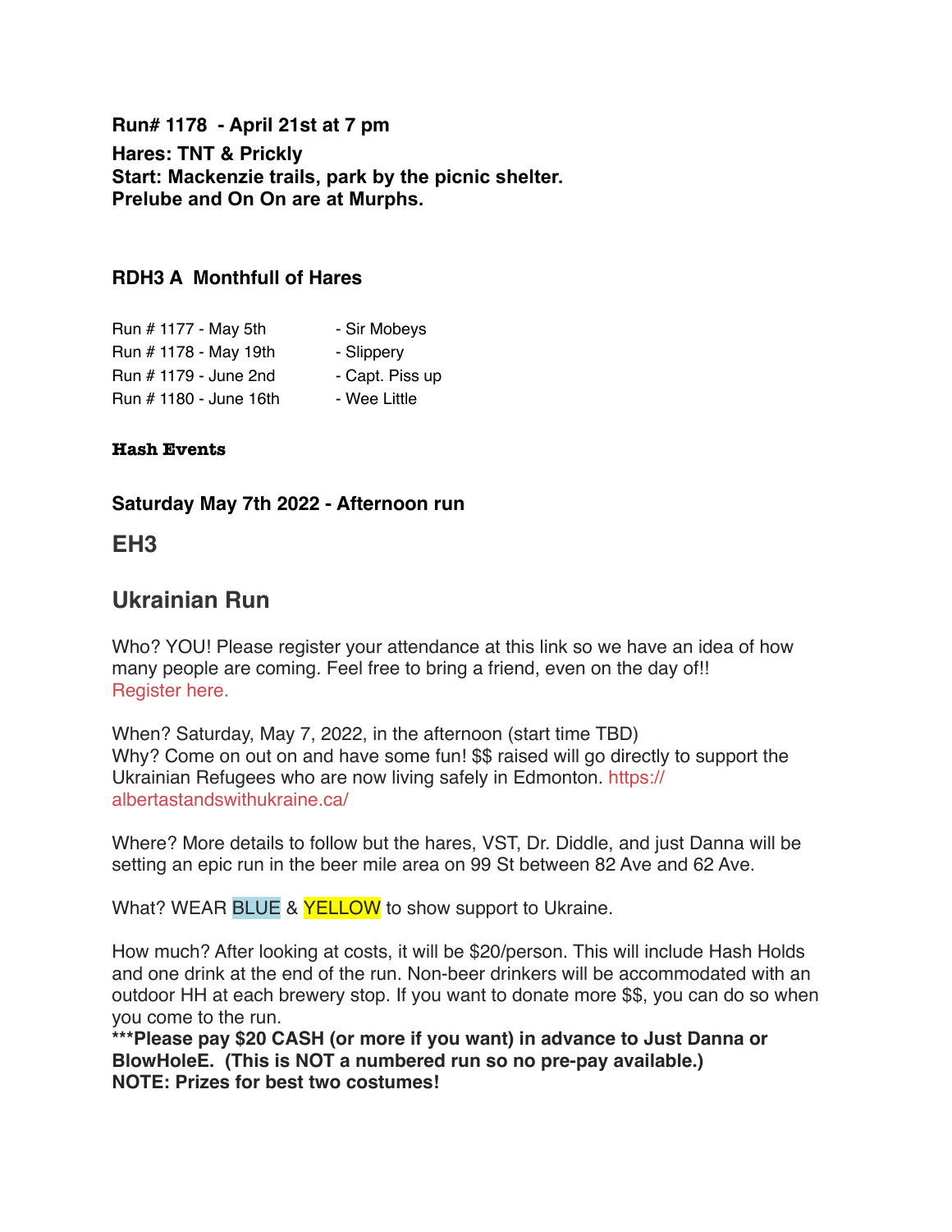**Run# 1178  - April 21st at 7 pm**

**Hares: TNT & Prickly**
**Start: Mackenzie trails, park by the picnic shelter.**
**Prelube and On On are at Murphs.**

### RDH3 A  Monthfull of Hares

| | |
|---|---|
| Run # 1177 - May 5th | - Sir Mobeys |
| Run # 1178 - May 19th | - Slippery |
| Run # 1179 - June 2nd | - Capt. Piss up |
| Run # 1180 - June 16th | - Wee Little |

**Hash Events**

### Saturday May 7th 2022 - Afternoon run

## EH3

## Ukrainian Run

Who? YOU! Please register your attendance at this link so we have an idea of how many people are coming. Feel free to bring a friend, even on the day of!!
Register here.

When? Saturday, May 7, 2022, in the afternoon (start time TBD)
Why? Come on out on and have some fun! $$ raised will go directly to support the Ukrainian Refugees who are now living safely in Edmonton. https://albertastandswithukraine.ca/

Where? More details to follow but the hares, VST, Dr. Diddle, and just Danna will be setting an epic run in the beer mile area on 99 St between 82 Ave and 62 Ave.

What? WEAR BLUE & YELLOW to show support to Ukraine.

How much? After looking at costs, it will be $20/person. This will include Hash Holds and one drink at the end of the run. Non-beer drinkers will be accommodated with an outdoor HH at each brewery stop. If you want to donate more $$, you can do so when you come to the run.
**\*\*\*Please pay $20 CASH (or more if you want) in advance to Just Danna or BlowHoleE.  (This is NOT a numbered run so no pre-pay available.)**
**NOTE: Prizes for best two costumes!**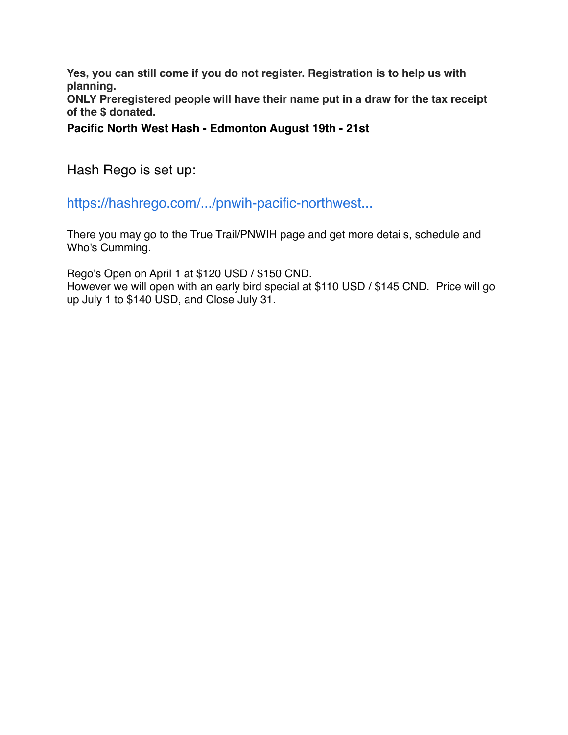**Yes, you can still come if you do not register. Registration is to help us with planning.**
**ONLY Preregistered people will have their name put in a draw for the tax receipt of the $ donated.**

**Pacific North West Hash - Edmonton August 19th - 21st**

Hash Rego is set up:

https://hashrego.com/.../pnwih-pacific-northwest...

There you may go to the True Trail/PNWIH page and get more details, schedule and Who's Cumming.

Rego's Open on April 1 at $120 USD / $150 CND.
However we will open with an early bird special at $110 USD / $145 CND. Price will go up July 1 to $140 USD, and Close July 31.